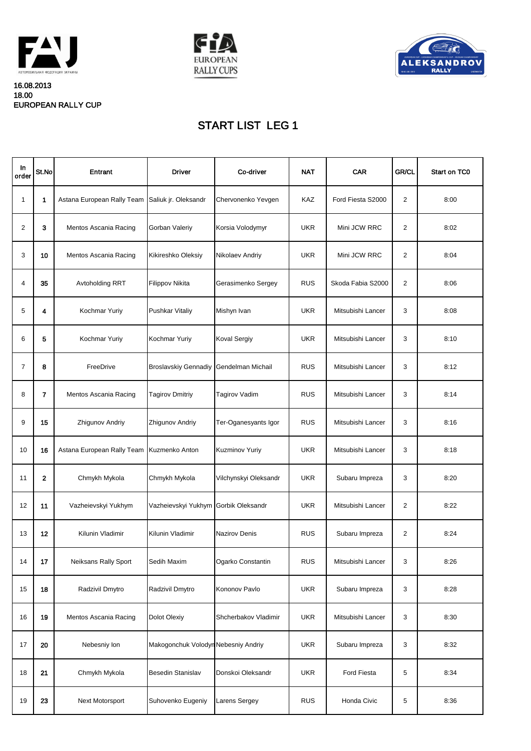16.08.2013
18.00
EUROPEAN RALLY CUP

# START LIST LEG 1

| In order | St.No | Entrant | Driver | Co-driver | NAT | CAR | GR/CL | Start on TC0 |
|---|---|---|---|---|---|---|---|---|
| 1 | **1** | Astana European Rally Team | Saliuk jr. Oleksandr | Chervonenko Yevgen | KAZ | Ford Fiesta S2000 | 2 | 8:00 |
| 2 | **3** | Mentos Ascania Racing | Gorban Valeriy | Korsia Volodymyr | UKR | Mini JCW RRC | 2 | 8:02 |
| 3 | **10** | Mentos Ascania Racing | Kikireshko Oleksiy | Nikolaev Andriy | UKR | Mini JCW RRC | 2 | 8:04 |
| 4 | **35** | Avtoholding RRT | Filippov Nikita | Gerasimenko Sergey | RUS | Skoda Fabia S2000 | 2 | 8:06 |
| 5 | **4** | Kochmar Yuriy | Pushkar Vitaliy | Mishyn Ivan | UKR | Mitsubishi Lancer | 3 | 8:08 |
| 6 | **5** | Kochmar Yuriy | Kochmar Yuriy | Koval Sergiy | UKR | Mitsubishi Lancer | 3 | 8:10 |
| 7 | **8** | FreeDrive | Broslavskiy Gennadiy | Gendelman Michail | RUS | Mitsubishi Lancer | 3 | 8:12 |
| 8 | **7** | Mentos Ascania Racing | Tagirov Dmitriy | Tagirov Vadim | RUS | Mitsubishi Lancer | 3 | 8:14 |
| 9 | **15** | Zhigunov Andriy | Zhigunov Andriy | Ter-Oganesyants Igor | RUS | Mitsubishi Lancer | 3 | 8:16 |
| 10 | **16** | Astana European Rally Team | Kuzmenko Anton | Kuzminov Yuriy | UKR | Mitsubishi Lancer | 3 | 8:18 |
| 11 | **2** | Chmykh Mykola | Chmykh Mykola | Vilchynskyi Oleksandr | UKR | Subaru Impreza | 3 | 8:20 |
| 12 | **11** | Vazheievskyi Yukhym | Vazheievskyi Yukhym | Gorbik Oleksandr | UKR | Mitsubishi Lancer | 2 | 8:22 |
| 13 | **12** | Kilunin Vladimir | Kilunin Vladimir | Nazirov Denis | RUS | Subaru Impreza | 2 | 8:24 |
| 14 | **17** | Neiksans Rally Sport | Sedih Maxim | Ogarko Constantin | RUS | Mitsubishi Lancer | 3 | 8:26 |
| 15 | **18** | Radzivil Dmytro | Radzivil Dmytro | Kononov Pavlo | UKR | Subaru Impreza | 3 | 8:28 |
| 16 | **19** | Mentos Ascania Racing | Dolot Olexiy | Shcherbakov Vladimir | UKR | Mitsubishi Lancer | 3 | 8:30 |
| 17 | **20** | Nebesniy Ion | Makogonchuk Volodyn | Nebesniy Andriy | UKR | Subaru Impreza | 3 | 8:32 |
| 18 | **21** | Chmykh Mykola | Besedin Stanislav | Donskoi Oleksandr | UKR | Ford Fiesta | 5 | 8:34 |
| 19 | **23** | Next Motorsport | Suhovenko Eugeniy | Larens Sergey | RUS | Honda Civic | 5 | 8:36 |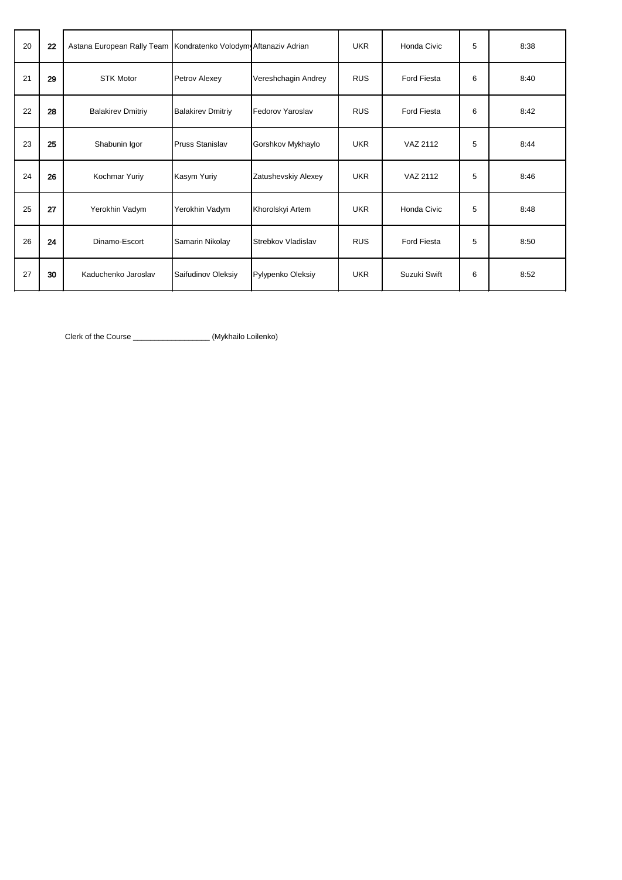| | | | | | | | | |
|---|---|---|---|---|---|---|---|---|
| 20 | **22** | Astana European Rally Team | Kondratenko Volodymy | Aftanaziv Adrian | UKR | Honda Civic | 5 | 8:38 |
| 21 | **29** | STK Motor | Petrov Alexey | Vereshchagin Andrey | RUS | Ford Fiesta | 6 | 8:40 |
| 22 | **28** | Balakirev Dmitriy | Balakirev Dmitriy | Fedorov Yaroslav | RUS | Ford Fiesta | 6 | 8:42 |
| 23 | **25** | Shabunin Igor | Pruss Stanislav | Gorshkov Mykhaylo | UKR | VAZ 2112 | 5 | 8:44 |
| 24 | **26** | Kochmar Yuriy | Kasym Yuriy | Zatushevskiy Alexey | UKR | VAZ 2112 | 5 | 8:46 |
| 25 | **27** | Yerokhin Vadym | Yerokhin Vadym | Khorolskyi Artem | UKR | Honda Civic | 5 | 8:48 |
| 26 | **24** | Dinamo-Escort | Samarin Nikolay | Strebkov Vladislav | RUS | Ford Fiesta | 5 | 8:50 |
| 27 | **30** | Kaduchenko Jaroslav | Saifudinov Oleksiy | Pylypenko Oleksiy | UKR | Suzuki Swift | 6 | 8:52 |

Clerk of the Course __________________ (Mykhailo Loilenko)